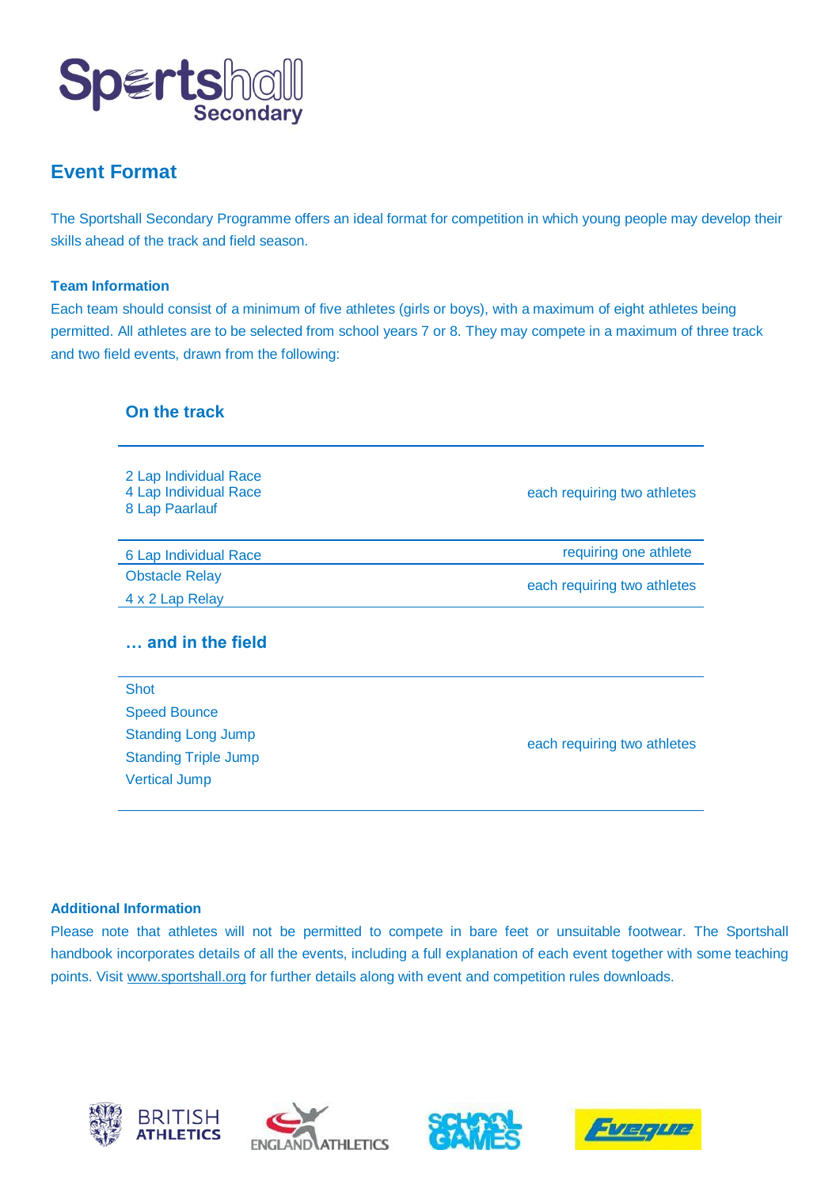Sportshall Secondary

## Event Format

The Sportshall Secondary Programme offers an ideal format for competition in which young people may develop their skills ahead of the track and field season.

### Team Information

Each team should consist of a minimum of five athletes (girls or boys), with a maximum of eight athletes being permitted. All athletes are to be selected from school years 7 or 8. They may compete in a maximum of three track and two field events, drawn from the following:

### On the track

| Event | Requirement |
|---|---|
| 2 Lap Individual Race<br>4 Lap Individual Race<br>8 Lap Paarlauf | each requiring two athletes |
| 6 Lap Individual Race | requiring one athlete |
| Obstacle Relay<br>4 x 2 Lap Relay | each requiring two athletes |

### … and in the field

| Event | Requirement |
|---|---|
| Shot<br>Speed Bounce<br>Standing Long Jump<br>Standing Triple Jump<br>Vertical Jump | each requiring two athletes |

### Additional Information

Please note that athletes will not be permitted to compete in bare feet or unsuitable footwear. The Sportshall handbook incorporates details of all the events, including a full explanation of each event together with some teaching points. Visit www.sportshall.org for further details along with event and competition rules downloads.

BRITISH ATHLETICS ENGLAND ATHLETICS SCHOOL GAMES Eveque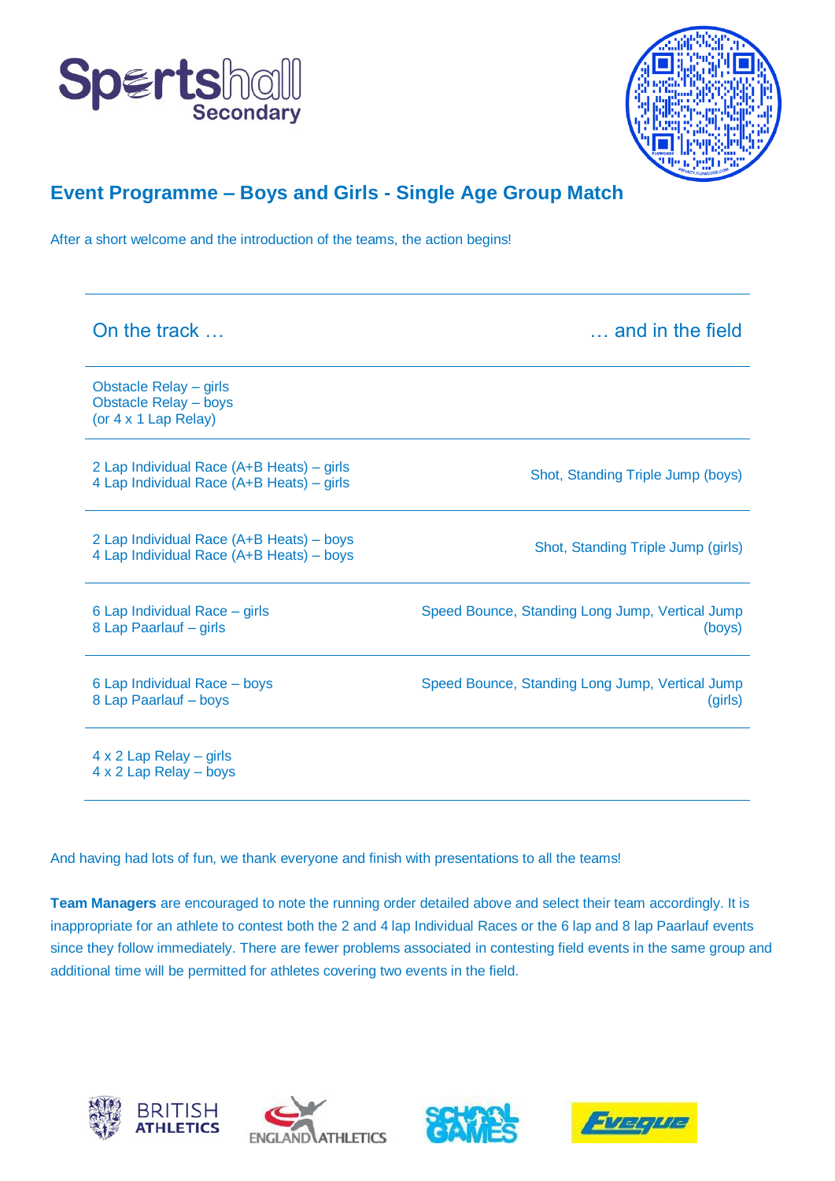## Event Programme – Boys and Girls - Single Age Group Match

After a short welcome and the introduction of the teams, the action begins!

| On the track … | … and in the field |
|---|---|
| Obstacle Relay – girls<br>Obstacle Relay – boys<br>(or 4 x 1 Lap Relay) | |
| 2 Lap Individual Race (A+B Heats) – girls<br>4 Lap Individual Race (A+B Heats) – girls | Shot, Standing Triple Jump (boys) |
| 2 Lap Individual Race (A+B Heats) – boys<br>4 Lap Individual Race (A+B Heats) – boys | Shot, Standing Triple Jump (girls) |
| 6 Lap Individual Race – girls<br>8 Lap Paarlauf – girls | Speed Bounce, Standing Long Jump, Vertical Jump (boys) |
| 6 Lap Individual Race – boys<br>8 Lap Paarlauf – boys | Speed Bounce, Standing Long Jump, Vertical Jump (girls) |
| 4 x 2 Lap Relay – girls<br>4 x 2 Lap Relay – boys | |

And having had lots of fun, we thank everyone and finish with presentations to all the teams!

**Team Managers** are encouraged to note the running order detailed above and select their team accordingly. It is inappropriate for an athlete to contest both the 2 and 4 lap Individual Races or the 6 lap and 8 lap Paarlauf events since they follow immediately. There are fewer problems associated in contesting field events in the same group and additional time will be permitted for athletes covering two events in the field.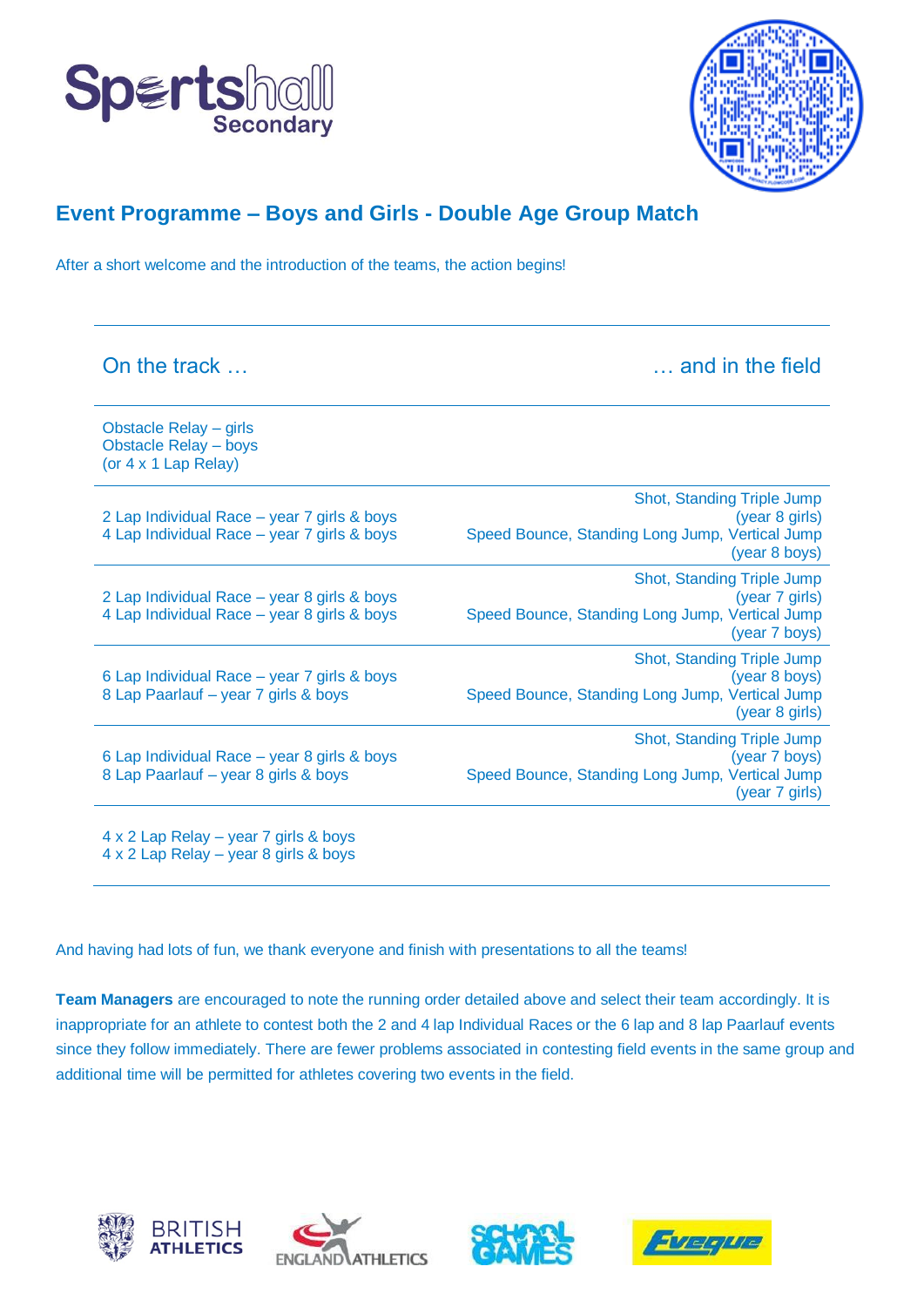## Event Programme – Boys and Girls - Double Age Group Match

After a short welcome and the introduction of the teams, the action begins!

| On the track … | … and in the field |
|---|---|
| Obstacle Relay – girls<br>Obstacle Relay – boys<br>(or 4 x 1 Lap Relay) | |
| 2 Lap Individual Race – year 7 girls & boys<br>4 Lap Individual Race – year 7 girls & boys | Shot, Standing Triple Jump (year 8 girls)<br>Speed Bounce, Standing Long Jump, Vertical Jump (year 8 boys) |
| 2 Lap Individual Race – year 8 girls & boys<br>4 Lap Individual Race – year 8 girls & boys | Shot, Standing Triple Jump (year 7 girls)<br>Speed Bounce, Standing Long Jump, Vertical Jump (year 7 boys) |
| 6 Lap Individual Race – year 7 girls & boys<br>8 Lap Paarlauf – year 7 girls & boys | Shot, Standing Triple Jump (year 8 boys)<br>Speed Bounce, Standing Long Jump, Vertical Jump (year 8 girls) |
| 6 Lap Individual Race – year 8 girls & boys<br>8 Lap Paarlauf – year 8 girls & boys | Shot, Standing Triple Jump (year 7 boys)<br>Speed Bounce, Standing Long Jump, Vertical Jump (year 7 girls) |
| 4 x 2 Lap Relay – year 7 girls & boys<br>4 x 2 Lap Relay – year 8 girls & boys | |

And having had lots of fun, we thank everyone and finish with presentations to all the teams!

**Team Managers** are encouraged to note the running order detailed above and select their team accordingly. It is inappropriate for an athlete to contest both the 2 and 4 lap Individual Races or the 6 lap and 8 lap Paarlauf events since they follow immediately. There are fewer problems associated in contesting field events in the same group and additional time will be permitted for athletes covering two events in the field.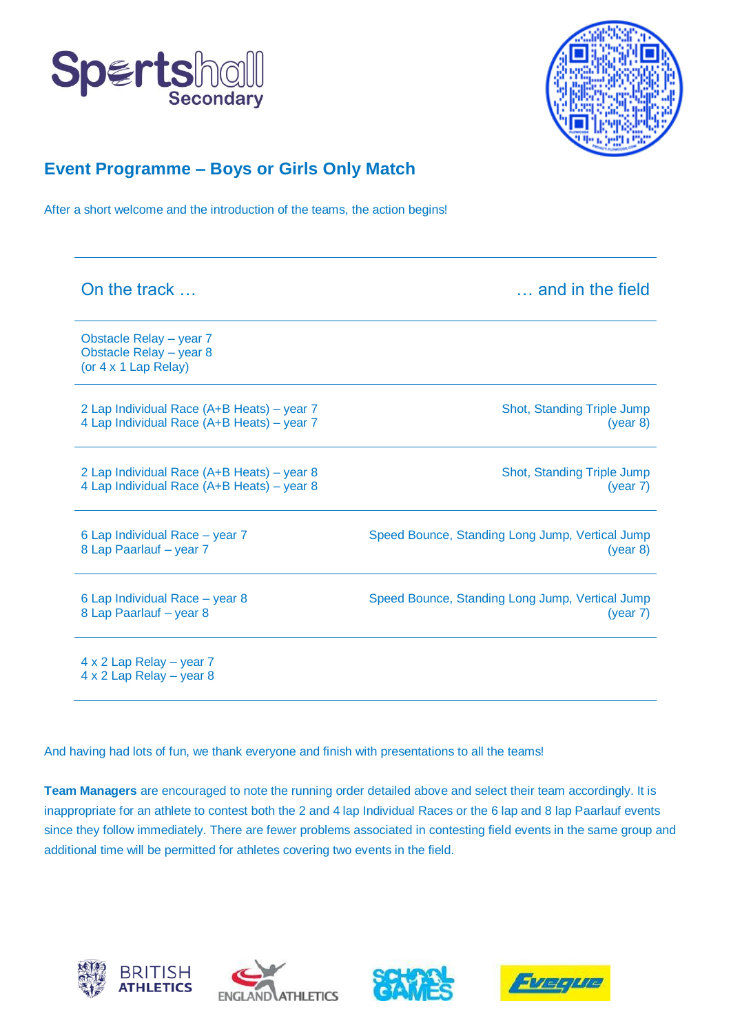Sportshall Secondary

## Event Programme – Boys or Girls Only Match

After a short welcome and the introduction of the teams, the action begins!

| On the track … | … and in the field |
|---|---|
| Obstacle Relay – year 7<br>Obstacle Relay – year 8<br>(or 4 x 1 Lap Relay) | |
| 2 Lap Individual Race (A+B Heats) – year 7<br>4 Lap Individual Race (A+B Heats) – year 7 | Shot, Standing Triple Jump (year 8) |
| 2 Lap Individual Race (A+B Heats) – year 8<br>4 Lap Individual Race (A+B Heats) – year 8 | Shot, Standing Triple Jump (year 7) |
| 6 Lap Individual Race – year 7<br>8 Lap Paarlauf – year 7 | Speed Bounce, Standing Long Jump, Vertical Jump (year 8) |
| 6 Lap Individual Race – year 8<br>8 Lap Paarlauf – year 8 | Speed Bounce, Standing Long Jump, Vertical Jump (year 7) |
| 4 x 2 Lap Relay – year 7<br>4 x 2 Lap Relay – year 8 | |

And having had lots of fun, we thank everyone and finish with presentations to all the teams!

**Team Managers** are encouraged to note the running order detailed above and select their team accordingly. It is inappropriate for an athlete to contest both the 2 and 4 lap Individual Races or the 6 lap and 8 lap Paarlauf events since they follow immediately. There are fewer problems associated in contesting field events in the same group and additional time will be permitted for athletes covering two events in the field.